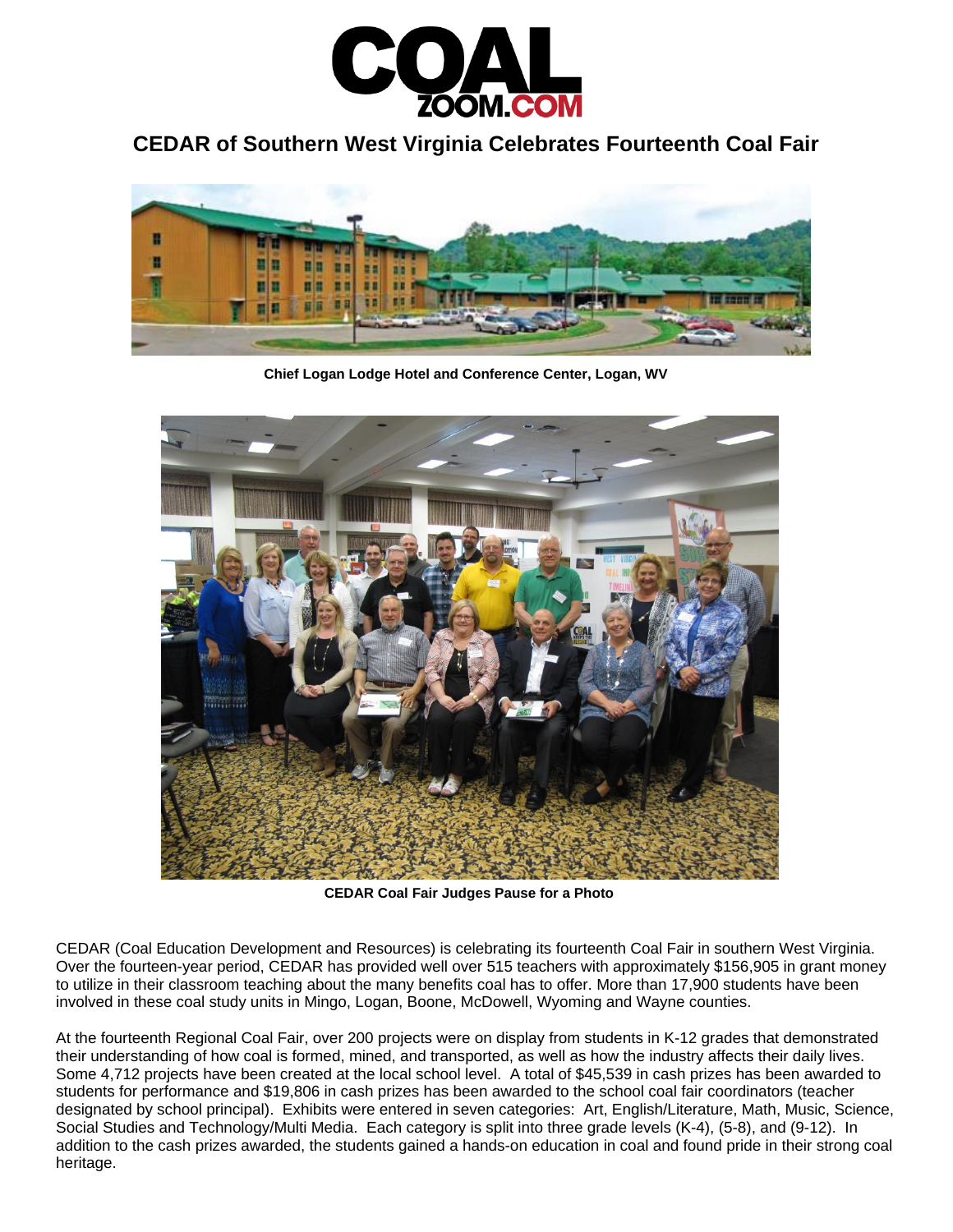# CEDAR of Southern West Virginia Celebrates Fourteenth Coal Fair

**Chief Logan Lodge Hotel and Conference Center, Logan, WV**

**CEDAR Coal Fair Judges Pause for a Photo**

CEDAR (Coal Education Development and Resources) is celebrating its fourteenth Coal Fair in southern West Virginia. Over the fourteen-year period, CEDAR has provided well over 515 teachers with approximately $156,905 in grant money to utilize in their classroom teaching about the many benefits coal has to offer. More than 17,900 students have been involved in these coal study units in Mingo, Logan, Boone, McDowell, Wyoming and Wayne counties.

At the fourteenth Regional Coal Fair, over 200 projects were on display from students in K-12 grades that demonstrated their understanding of how coal is formed, mined, and transported, as well as how the industry affects their daily lives. Some 4,712 projects have been created at the local school level. A total of $45,539 in cash prizes has been awarded to students for performance and $19,806 in cash prizes has been awarded to the school coal fair coordinators (teacher designated by school principal). Exhibits were entered in seven categories: Art, English/Literature, Math, Music, Science, Social Studies and Technology/Multi Media. Each category is split into three grade levels (K-4), (5-8), and (9-12). In addition to the cash prizes awarded, the students gained a hands-on education in coal and found pride in their strong coal heritage.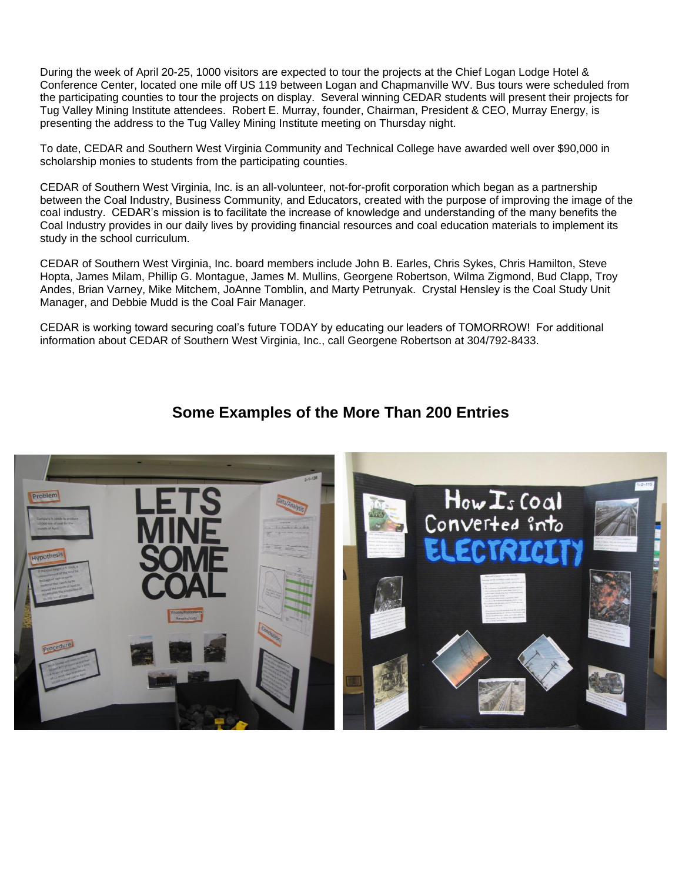During the week of April 20-25, 1000 visitors are expected to tour the projects at the Chief Logan Lodge Hotel & Conference Center, located one mile off US 119 between Logan and Chapmanville WV. Bus tours were scheduled from the participating counties to tour the projects on display. Several winning CEDAR students will present their projects for Tug Valley Mining Institute attendees. Robert E. Murray, founder, Chairman, President & CEO, Murray Energy, is presenting the address to the Tug Valley Mining Institute meeting on Thursday night.

To date, CEDAR and Southern West Virginia Community and Technical College have awarded well over $90,000 in scholarship monies to students from the participating counties.

CEDAR of Southern West Virginia, Inc. is an all-volunteer, not-for-profit corporation which began as a partnership between the Coal Industry, Business Community, and Educators, created with the purpose of improving the image of the coal industry. CEDAR's mission is to facilitate the increase of knowledge and understanding of the many benefits the Coal Industry provides in our daily lives by providing financial resources and coal education materials to implement its study in the school curriculum.

CEDAR of Southern West Virginia, Inc. board members include John B. Earles, Chris Sykes, Chris Hamilton, Steve Hopta, James Milam, Phillip G. Montague, James M. Mullins, Georgene Robertson, Wilma Zigmond, Bud Clapp, Troy Andes, Brian Varney, Mike Mitchem, JoAnne Tomblin, and Marty Petrunyak. Crystal Hensley is the Coal Study Unit Manager, and Debbie Mudd is the Coal Fair Manager.

CEDAR is working toward securing coal's future TODAY by educating our leaders of TOMORROW! For additional information about CEDAR of Southern West Virginia, Inc., call Georgene Robertson at 304/792-8433.

## Some Examples of the More Than 200 Entries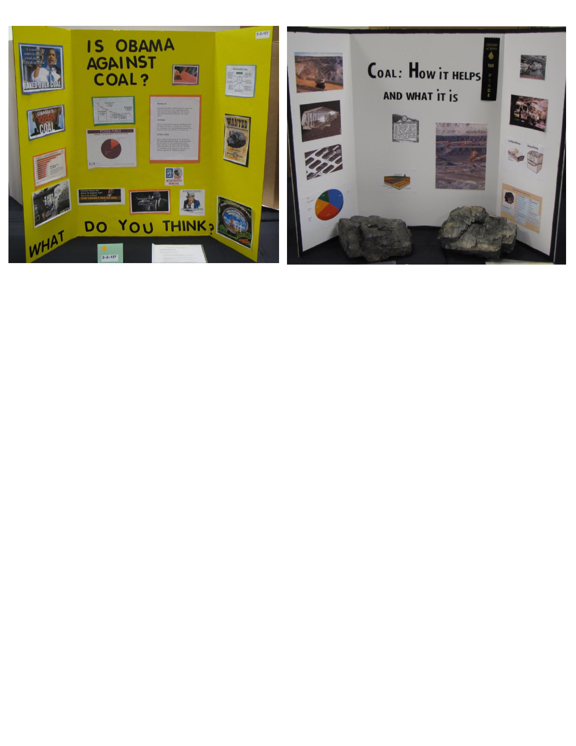IS OBAMA AGAINST COAL?

WHAT DO YOU THINK?

COAL: HOW IT HELPS AND WHAT IT IS